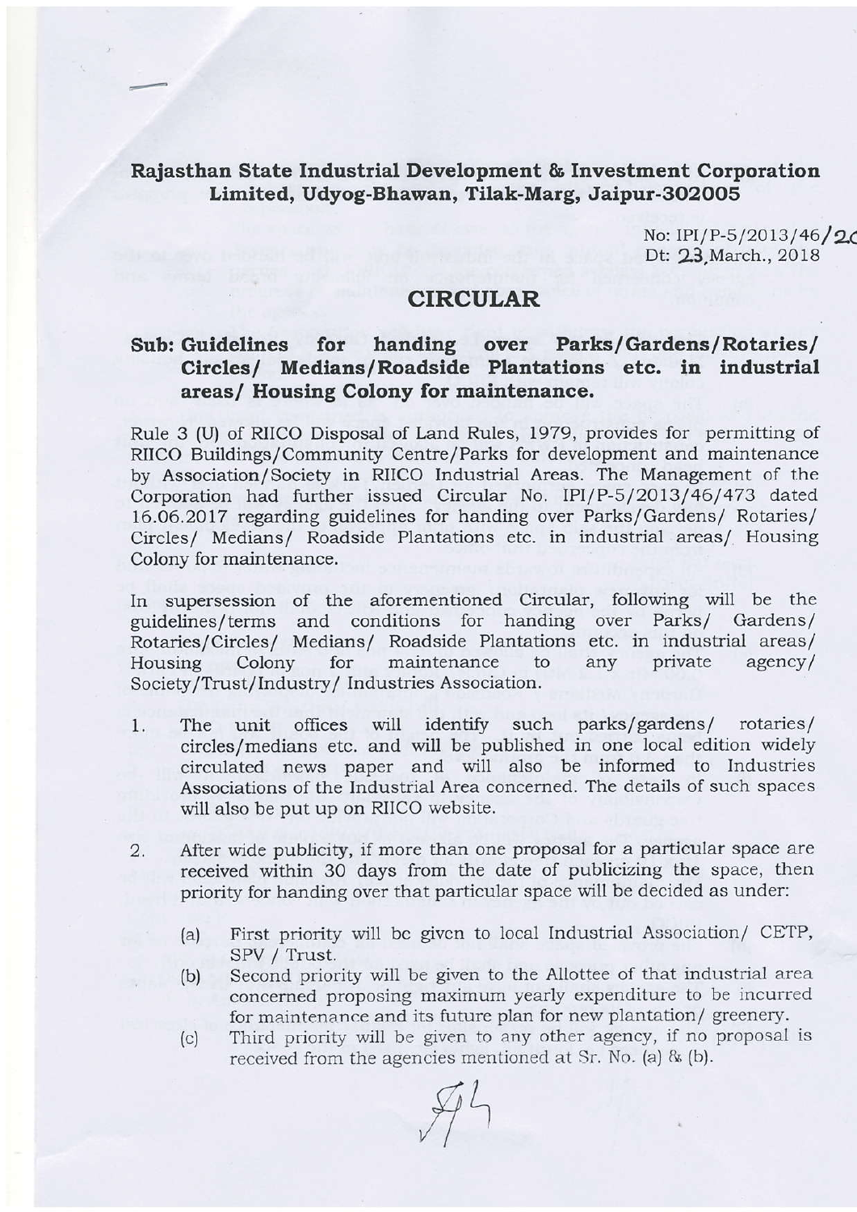## Rajasthan State Industrial Development & Investment Corporation Limited, Udyog-Bhawan, Tilak-Marg, Jaipur-302005

No: IPI/P-5/2013/46/20
Dt: 23.March., 2018

# CIRCULAR

**Sub: Guidelines for handing over Parks/Gardens/Rotaries/ Circles/ Medians/Roadside Plantations etc. in industrial areas/ Housing Colony for maintenance.**

Rule 3 (U) of RIICO Disposal of Land Rules, 1979, provides for permitting of RIICO Buildings/Community Centre/Parks for development and maintenance by Association/Society in RIICO Industrial Areas. The Management of the Corporation had further issued Circular No. IPI/P-5/2013/46/473 dated 16.06.2017 regarding guidelines for handing over Parks/Gardens/ Rotaries/ Circles/ Medians/ Roadside Plantations etc. in industrial areas/ Housing Colony for maintenance.

In supersession of the aforementioned Circular, following will be the guidelines/terms and conditions for handing over Parks/ Gardens/ Rotaries/Circles/ Medians/ Roadside Plantations etc. in industrial areas/ Housing Colony for maintenance to any private agency/ Society/Trust/Industry/ Industries Association.

1. The unit offices will identify such parks/gardens/ rotaries/ circles/medians etc. and will be published in one local edition widely circulated news paper and will also be informed to Industries Associations of the Industrial Area concerned. The details of such spaces will also be put up on RIICO website.

2. After wide publicity, if more than one proposal for a particular space are received within 30 days from the date of publicizing the space, then priority for handing over that particular space will be decided as under:

   (a) First priority will be given to local Industrial Association/ CETP, SPV / Trust.

   (b) Second priority will be given to the Allottee of that industrial area concerned proposing maximum yearly expenditure to be incurred for maintenance and its future plan for new plantation/ greenery.

   (c) Third priority will be given to any other agency, if no proposal is received from the agencies mentioned at Sr. No. (a) & (b).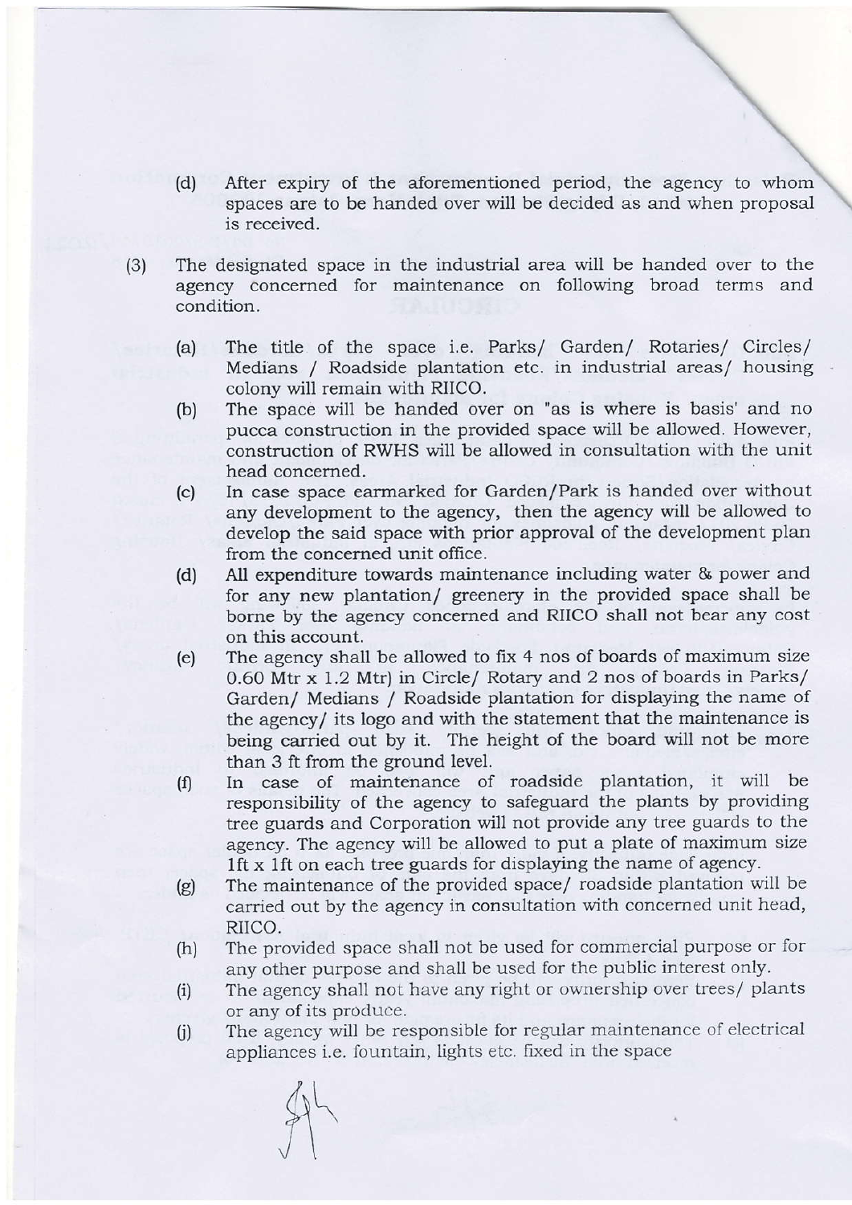(d) After expiry of the aforementioned period, the agency to whom spaces are to be handed over will be decided as and when proposal is received.

(3) The designated space in the industrial area will be handed over to the agency concerned for maintenance on following broad terms and condition.

(a) The title of the space i.e. Parks/ Garden/ Rotaries/ Circles/ Medians / Roadside plantation etc. in industrial areas/ housing colony will remain with RIICO.

(b) The space will be handed over on "as is where is basis' and no pucca construction in the provided space will be allowed. However, construction of RWHS will be allowed in consultation with the unit head concerned.

(c) In case space earmarked for Garden/Park is handed over without any development to the agency, then the agency will be allowed to develop the said space with prior approval of the development plan from the concerned unit office.

(d) All expenditure towards maintenance including water & power and for any new plantation/ greenery in the provided space shall be borne by the agency concerned and RIICO shall not bear any cost on this account.

(e) The agency shall be allowed to fix 4 nos of boards of maximum size 0.60 Mtr x 1.2 Mtr) in Circle/ Rotary and 2 nos of boards in Parks/ Garden/ Medians / Roadside plantation for displaying the name of the agency/ its logo and with the statement that the maintenance is being carried out by it. The height of the board will not be more than 3 ft from the ground level.

(f) In case of maintenance of roadside plantation, it will be responsibility of the agency to safeguard the plants by providing tree guards and Corporation will not provide any tree guards to the agency. The agency will be allowed to put a plate of maximum size 1ft x 1ft on each tree guards for displaying the name of agency.

(g) The maintenance of the provided space/ roadside plantation will be carried out by the agency in consultation with concerned unit head, RIICO.

(h) The provided space shall not be used for commercial purpose or for any other purpose and shall be used for the public interest only.

(i) The agency shall not have any right or ownership over trees/ plants or any of its produce.

(j) The agency will be responsible for regular maintenance of electrical appliances i.e. fountain, lights etc. fixed in the space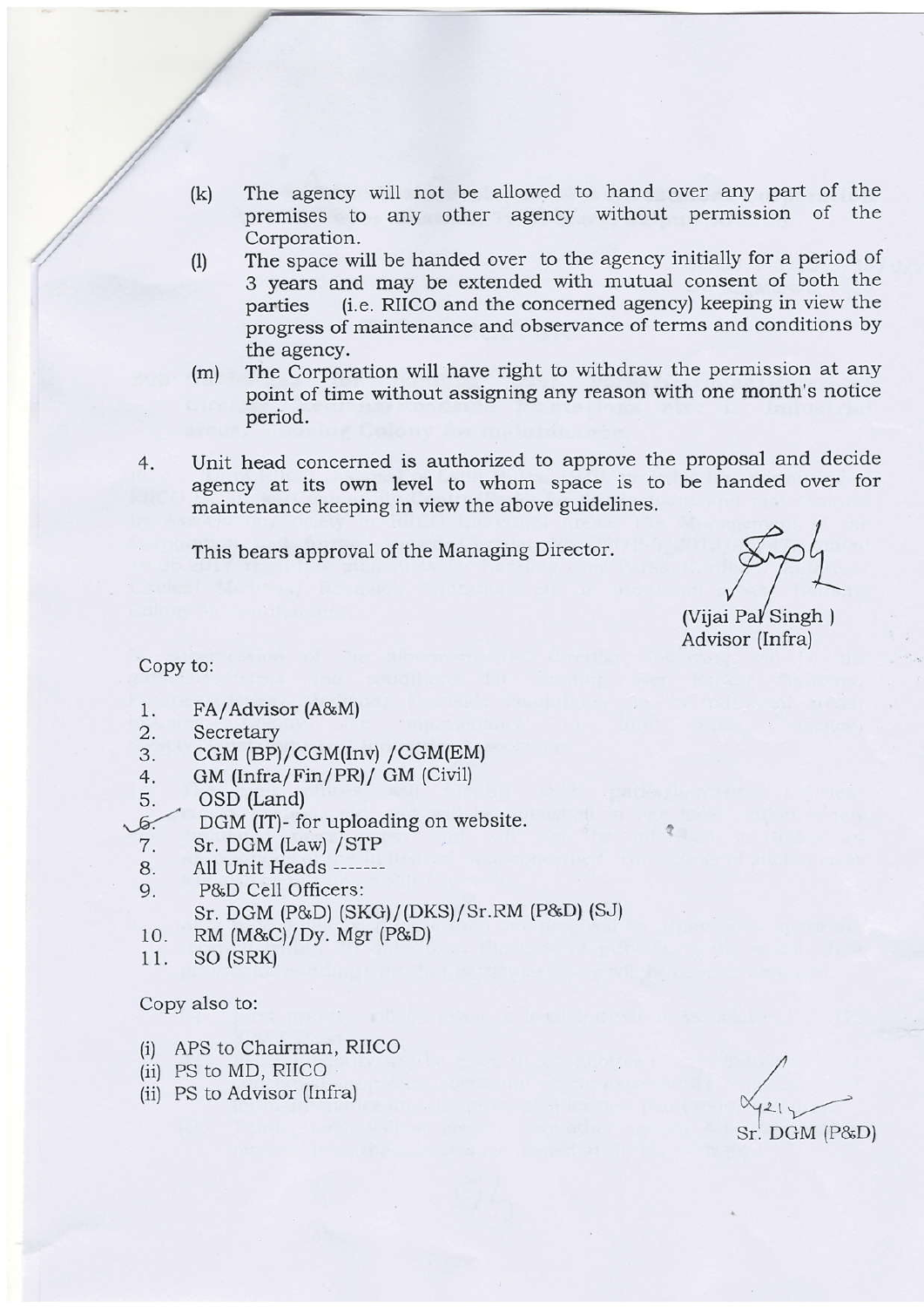(k) The agency will not be allowed to hand over any part of the premises to any other agency without permission of the Corporation.

(l) The space will be handed over to the agency initially for a period of 3 years and may be extended with mutual consent of both the parties (i.e. RIICO and the concerned agency) keeping in view the progress of maintenance and observance of terms and conditions by the agency.

(m) The Corporation will have right to withdraw the permission at any point of time without assigning any reason with one month's notice period.

4. Unit head concerned is authorized to approve the proposal and decide agency at its own level to whom space is to be handed over for maintenance keeping in view the above guidelines.

This bears approval of the Managing Director.

(Vijai Pal Singh )
Advisor (Infra)

Copy to:

1. FA/Advisor (A&M)
2. Secretary
3. CGM (BP)/CGM(Inv) /CGM(EM)
4. GM (Infra/Fin/PR)/ GM (Civil)
5. OSD (Land)
6. DGM (IT)- for uploading on website.
7. Sr. DGM (Law) /STP
8. All Unit Heads -------
9. P&D Cell Officers:
   Sr. DGM (P&D) (SKG)/(DKS)/Sr.RM (P&D) (SJ)
10. RM (M&C)/Dy. Mgr (P&D)
11. SO (SRK)

Copy also to:

(i) APS to Chairman, RIICO
(ii) PS to MD, RIICO
(ii) PS to Advisor (Infra)

Sr. DGM (P&D)